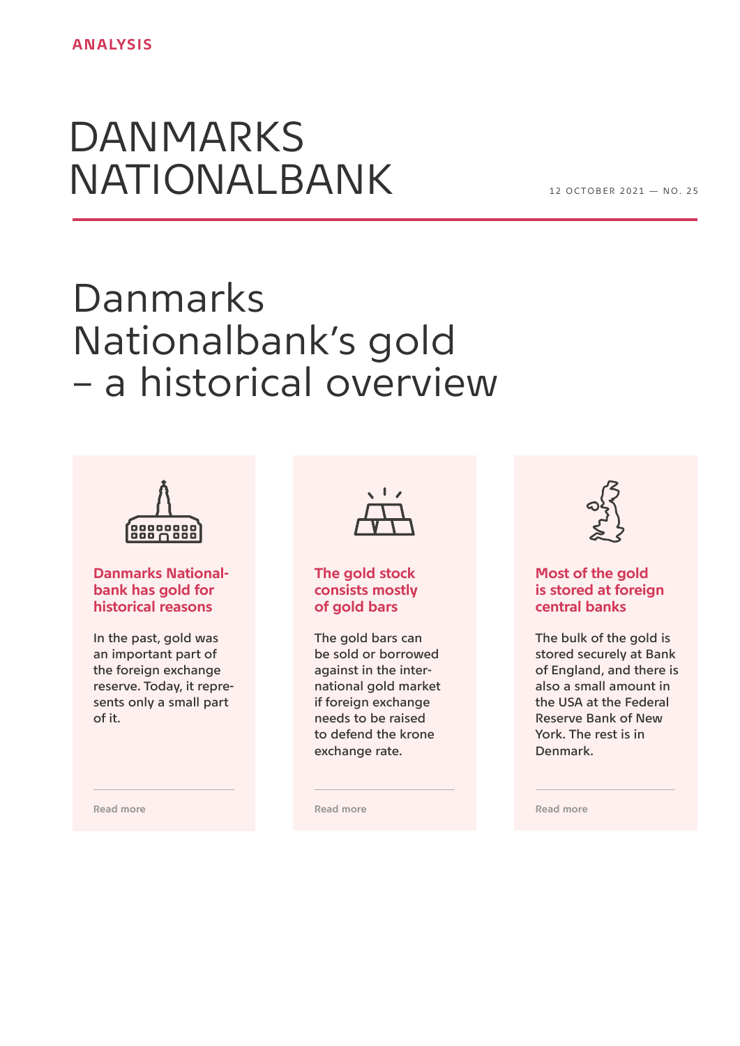ANALYSIS

# DANMARKS NATIONALBANK

12 OCTOBER 2021 — NO. 25

# Danmarks Nationalbank's gold – a historical overview

### Danmarks Nationalbank has gold for historical reasons

In the past, gold was an important part of the foreign exchange reserve. Today, it represents only a small part of it.

Read more

### The gold stock consists mostly of gold bars

The gold bars can be sold or borrowed against in the international gold market if foreign exchange needs to be raised to defend the krone exchange rate.

Read more

### Most of the gold is stored at foreign central banks

The bulk of the gold is stored securely at Bank of England, and there is also a small amount in the USA at the Federal Reserve Bank of New York. The rest is in Denmark.

Read more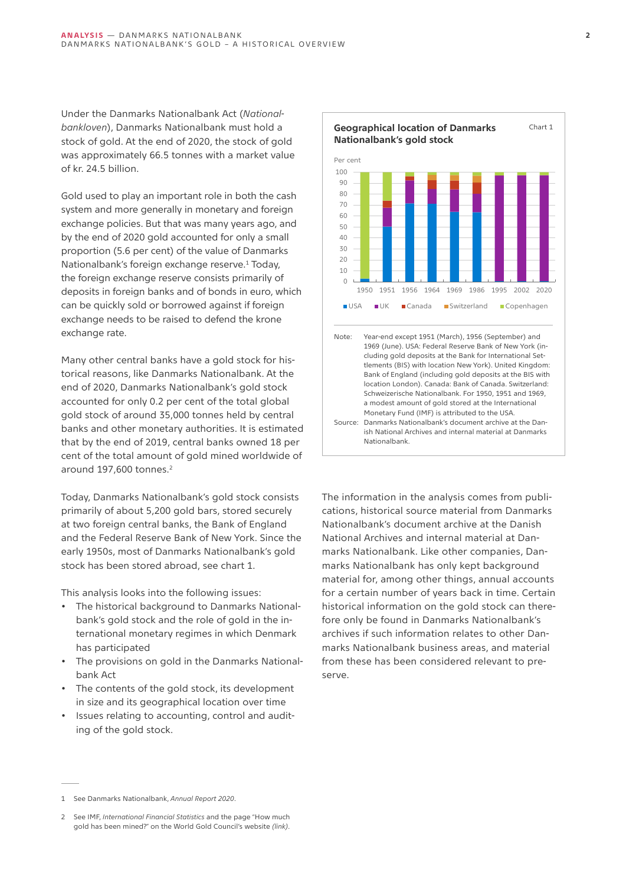Under the Danmarks Nationalbank Act (*Nationalbankloven*), Danmarks Nationalbank must hold a stock of gold. At the end of 2020, the stock of gold was approximately 66.5 tonnes with a market value of kr. 24.5 billion.

Gold used to play an important role in both the cash system and more generally in monetary and foreign exchange policies. But that was many years ago, and by the end of 2020 gold accounted for only a small proportion (5.6 per cent) of the value of Danmarks Nationalbank's foreign exchange reserve.[1] Today, the foreign exchange reserve consists primarily of deposits in foreign banks and of bonds in euro, which can be quickly sold or borrowed against if foreign exchange needs to be raised to defend the krone exchange rate.

Many other central banks have a gold stock for historical reasons, like Danmarks Nationalbank. At the end of 2020, Danmarks Nationalbank's gold stock accounted for only 0.2 per cent of the total global gold stock of around 35,000 tonnes held by central banks and other monetary authorities. It is estimated that by the end of 2019, central banks owned 18 per cent of the total amount of gold mined worldwide of around 197,600 tonnes.[2]

Today, Danmarks Nationalbank's gold stock consists primarily of about 5,200 gold bars, stored securely at two foreign central banks, the Bank of England and the Federal Reserve Bank of New York. Since the early 1950s, most of Danmarks Nationalbank's gold stock has been stored abroad, see chart 1.

This analysis looks into the following issues:

- The historical background to Danmarks Nationalbank's gold stock and the role of gold in the international monetary regimes in which Denmark has participated
- The provisions on gold in the Danmarks Nationalbank Act
- The contents of the gold stock, its development in size and its geographical location over time
- Issues relating to accounting, control and auditing of the gold stock.

**Geographical location of Danmarks Nationalbank's gold stock** — Chart 1

Per cent

Legend: USA, UK, Canada, Switzerland, Copenhagen

Years: 1950, 1951, 1956, 1964, 1969, 1986, 1995, 2002, 2020

Note: Year-end except 1951 (March), 1956 (September) and 1969 (June). USA: Federal Reserve Bank of New York (including gold deposits at the Bank for International Settlements (BIS) with location New York). United Kingdom: Bank of England (including gold deposits at the BIS with location London). Canada: Bank of Canada. Switzerland: Schweizerische Nationalbank. For 1950, 1951 and 1969, a modest amount of gold stored at the International Monetary Fund (IMF) is attributed to the USA.

Source: Danmarks Nationalbank's document archive at the Danish National Archives and internal material at Danmarks Nationalbank.

The information in the analysis comes from publications, historical source material from Danmarks Nationalbank's document archive at the Danish National Archives and internal material at Danmarks Nationalbank. Like other companies, Danmarks Nationalbank has only kept background material for, among other things, annual accounts for a certain number of years back in time. Certain historical information on the gold stock can therefore only be found in Danmarks Nationalbank's archives if such information relates to other Danmarks Nationalbank business areas, and material from these has been considered relevant to preserve.

---

1 See Danmarks Nationalbank, *Annual Report 2020*.

2 See IMF, *International Financial Statistics* and the page "How much gold has been mined?" on the World Gold Council's website *(link)*.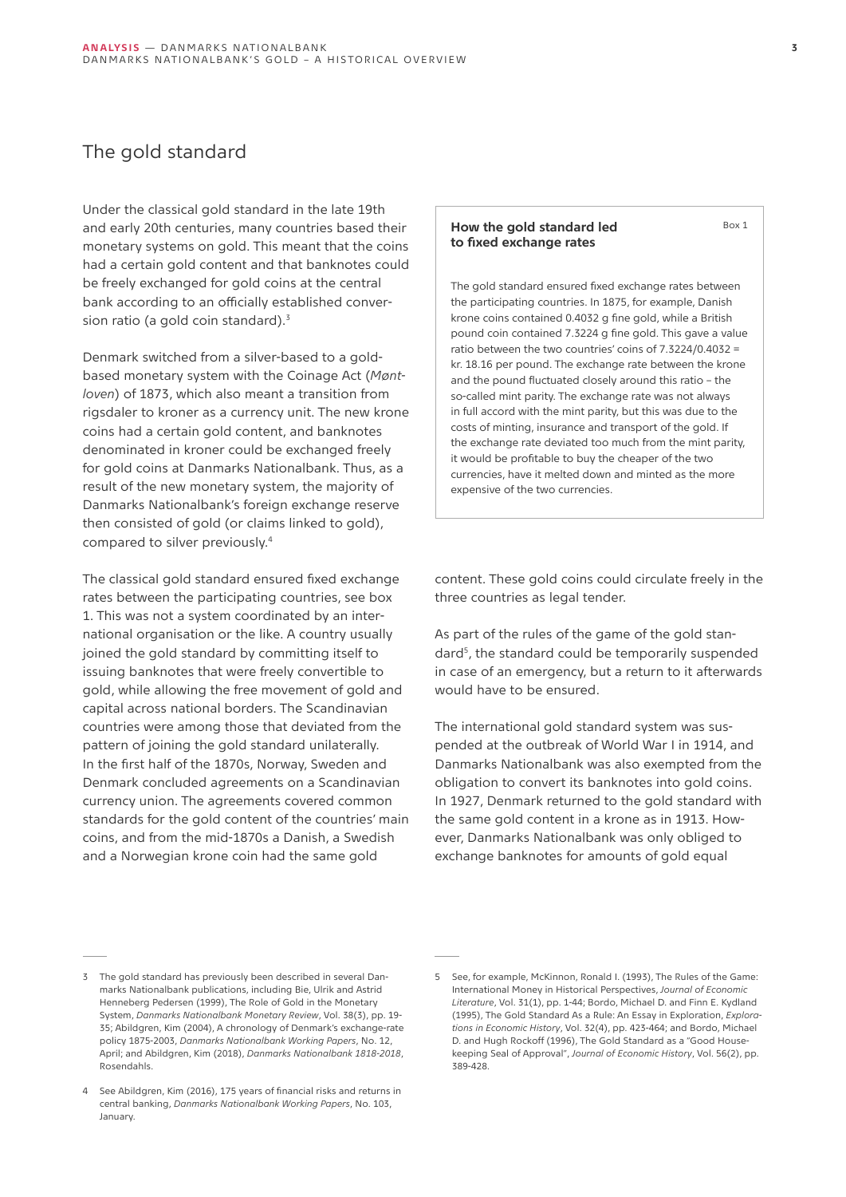## The gold standard

Under the classical gold standard in the late 19th and early 20th centuries, many countries based their monetary systems on gold. This meant that the coins had a certain gold content and that banknotes could be freely exchanged for gold coins at the central bank according to an officially established conversion ratio (a gold coin standard).[3]

Denmark switched from a silver-based to a gold-based monetary system with the Coinage Act (*Møntloven*) of 1873, which also meant a transition from rigsdaler to kroner as a currency unit. The new krone coins had a certain gold content, and banknotes denominated in kroner could be exchanged freely for gold coins at Danmarks Nationalbank. Thus, as a result of the new monetary system, the majority of Danmarks Nationalbank's foreign exchange reserve then consisted of gold (or claims linked to gold), compared to silver previously.[4]

The classical gold standard ensured fixed exchange rates between the participating countries, see box 1. This was not a system coordinated by an international organisation or the like. A country usually joined the gold standard by committing itself to issuing banknotes that were freely convertible to gold, while allowing the free movement of gold and capital across national borders. The Scandinavian countries were among those that deviated from the pattern of joining the gold standard unilaterally. In the first half of the 1870s, Norway, Sweden and Denmark concluded agreements on a Scandinavian currency union. The agreements covered common standards for the gold content of the countries' main coins, and from the mid-1870s a Danish, a Swedish and a Norwegian krone coin had the same gold content. These gold coins could circulate freely in the three countries as legal tender.

> **How the gold standard led to fixed exchange rates** — Box 1
>
> The gold standard ensured fixed exchange rates between the participating countries. In 1875, for example, Danish krone coins contained 0.4032 g fine gold, while a British pound coin contained 7.3224 g fine gold. This gave a value ratio between the two countries' coins of 7.3224/0.4032 = kr. 18.16 per pound. The exchange rate between the krone and the pound fluctuated closely around this ratio – the so-called mint parity. The exchange rate was not always in full accord with the mint parity, but this was due to the costs of minting, insurance and transport of the gold. If the exchange rate deviated too much from the mint parity, it would be profitable to buy the cheaper of the two currencies, have it melted down and minted as the more expensive of the two currencies.

As part of the rules of the game of the gold standard[5], the standard could be temporarily suspended in case of an emergency, but a return to it afterwards would have to be ensured.

The international gold standard system was suspended at the outbreak of World War I in 1914, and Danmarks Nationalbank was also exempted from the obligation to convert its banknotes into gold coins. In 1927, Denmark returned to the gold standard with the same gold content in a krone as in 1913. However, Danmarks Nationalbank was only obliged to exchange banknotes for amounts of gold equal

---

3 The gold standard has previously been described in several Danmarks Nationalbank publications, including Bie, Ulrik and Astrid Henneberg Pedersen (1999), The Role of Gold in the Monetary System, *Danmarks Nationalbank Monetary Review*, Vol. 38(3), pp. 19-35; Abildgren, Kim (2004), A chronology of Denmark's exchange-rate policy 1875-2003, *Danmarks Nationalbank Working Papers*, No. 12, April; and Abildgren, Kim (2018), *Danmarks Nationalbank 1818-2018*, Rosendahls.

4 See Abildgren, Kim (2016), 175 years of financial risks and returns in central banking, *Danmarks Nationalbank Working Papers*, No. 103, January.

5 See, for example, McKinnon, Ronald I. (1993), The Rules of the Game: International Money in Historical Perspectives, *Journal of Economic Literature*, Vol. 31(1), pp. 1-44; Bordo, Michael D. and Finn E. Kydland (1995), The Gold Standard As a Rule: An Essay in Exploration, *Explorations in Economic History*, Vol. 32(4), pp. 423-464; and Bordo, Michael D. and Hugh Rockoff (1996), The Gold Standard as a "Good Housekeeping Seal of Approval", *Journal of Economic History*, Vol. 56(2), pp. 389-428.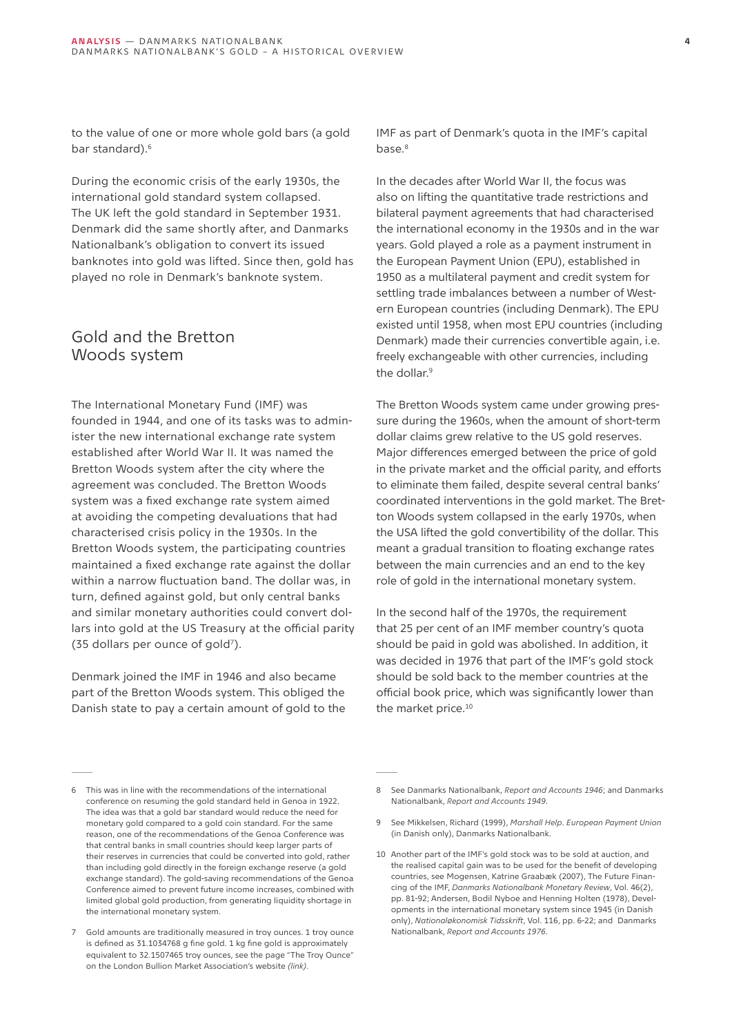to the value of one or more whole gold bars (a gold bar standard).[6]

During the economic crisis of the early 1930s, the international gold standard system collapsed. The UK left the gold standard in September 1931. Denmark did the same shortly after, and Danmarks Nationalbank's obligation to convert its issued banknotes into gold was lifted. Since then, gold has played no role in Denmark's banknote system.

## Gold and the Bretton Woods system

The International Monetary Fund (IMF) was founded in 1944, and one of its tasks was to administer the new international exchange rate system established after World War II. It was named the Bretton Woods system after the city where the agreement was concluded. The Bretton Woods system was a fixed exchange rate system aimed at avoiding the competing devaluations that had characterised crisis policy in the 1930s. In the Bretton Woods system, the participating countries maintained a fixed exchange rate against the dollar within a narrow fluctuation band. The dollar was, in turn, defined against gold, but only central banks and similar monetary authorities could convert dollars into gold at the US Treasury at the official parity (35 dollars per ounce of gold[7]).

Denmark joined the IMF in 1946 and also became part of the Bretton Woods system. This obliged the Danish state to pay a certain amount of gold to the IMF as part of Denmark's quota in the IMF's capital base.[8]

In the decades after World War II, the focus was also on lifting the quantitative trade restrictions and bilateral payment agreements that had characterised the international economy in the 1930s and in the war years. Gold played a role as a payment instrument in the European Payment Union (EPU), established in 1950 as a multilateral payment and credit system for settling trade imbalances between a number of Western European countries (including Denmark). The EPU existed until 1958, when most EPU countries (including Denmark) made their currencies convertible again, i.e. freely exchangeable with other currencies, including the dollar.[9]

The Bretton Woods system came under growing pressure during the 1960s, when the amount of short-term dollar claims grew relative to the US gold reserves. Major differences emerged between the price of gold in the private market and the official parity, and efforts to eliminate them failed, despite several central banks' coordinated interventions in the gold market. The Bretton Woods system collapsed in the early 1970s, when the USA lifted the gold convertibility of the dollar. This meant a gradual transition to floating exchange rates between the main currencies and an end to the key role of gold in the international monetary system.

In the second half of the 1970s, the requirement that 25 per cent of an IMF member country's quota should be paid in gold was abolished. In addition, it was decided in 1976 that part of the IMF's gold stock should be sold back to the member countries at the official book price, which was significantly lower than the market price.[10]

---

6 This was in line with the recommendations of the international conference on resuming the gold standard held in Genoa in 1922. The idea was that a gold bar standard would reduce the need for monetary gold compared to a gold coin standard. For the same reason, one of the recommendations of the Genoa Conference was that central banks in small countries should keep larger parts of their reserves in currencies that could be converted into gold, rather than including gold directly in the foreign exchange reserve (a gold exchange standard). The gold-saving recommendations of the Genoa Conference aimed to prevent future income increases, combined with limited global gold production, from generating liquidity shortage in the international monetary system.

7 Gold amounts are traditionally measured in troy ounces. 1 troy ounce is defined as 31.1034768 g fine gold. 1 kg fine gold is approximately equivalent to 32.1507465 troy ounces, see the page "The Troy Ounce" on the London Bullion Market Association's website *(link)*.

8 See Danmarks Nationalbank, *Report and Accounts 1946*; and Danmarks Nationalbank, *Report and Accounts 1949*.

9 See Mikkelsen, Richard (1999), *Marshall Help. European Payment Union* (in Danish only), Danmarks Nationalbank.

10 Another part of the IMF's gold stock was to be sold at auction, and the realised capital gain was to be used for the benefit of developing countries, see Mogensen, Katrine Graabæk (2007), The Future Financing of the IMF, *Danmarks Nationalbank Monetary Review*, Vol. 46(2), pp. 81-92; Andersen, Bodil Nyboe and Henning Holten (1978), Developments in the international monetary system since 1945 (in Danish only), *Nationaløkonomisk Tidsskrift*, Vol. 116, pp. 6-22; and Danmarks Nationalbank, *Report and Accounts 1976*.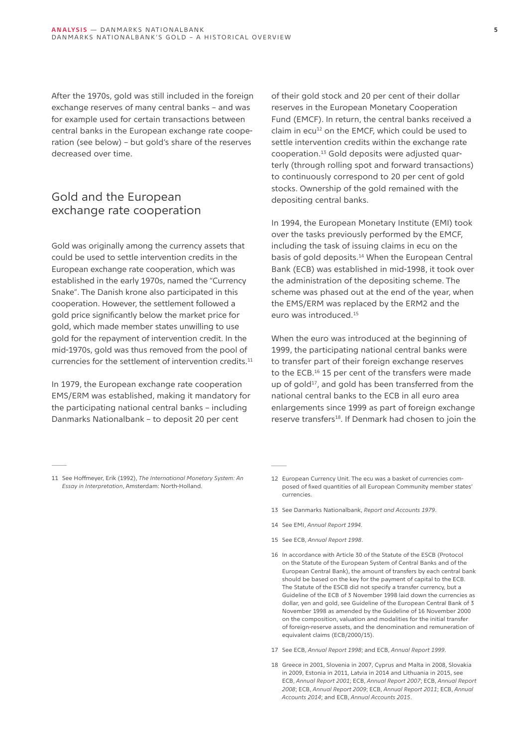After the 1970s, gold was still included in the foreign exchange reserves of many central banks – and was for example used for certain transactions between central banks in the European exchange rate cooperation (see below) – but gold's share of the reserves decreased over time.

## Gold and the European exchange rate cooperation

Gold was originally among the currency assets that could be used to settle intervention credits in the European exchange rate cooperation, which was established in the early 1970s, named the "Currency Snake". The Danish krone also participated in this cooperation. However, the settlement followed a gold price significantly below the market price for gold, which made member states unwilling to use gold for the repayment of intervention credit. In the mid-1970s, gold was thus removed from the pool of currencies for the settlement of intervention credits.[11]

In 1979, the European exchange rate cooperation EMS/ERM was established, making it mandatory for the participating national central banks – including Danmarks Nationalbank – to deposit 20 per cent of their gold stock and 20 per cent of their dollar reserves in the European Monetary Cooperation Fund (EMCF). In return, the central banks received a claim in ecu[12] on the EMCF, which could be used to settle intervention credits within the exchange rate cooperation.[13] Gold deposits were adjusted quarterly (through rolling spot and forward transactions) to continuously correspond to 20 per cent of gold stocks. Ownership of the gold remained with the depositing central banks.

In 1994, the European Monetary Institute (EMI) took over the tasks previously performed by the EMCF, including the task of issuing claims in ecu on the basis of gold deposits.[14] When the European Central Bank (ECB) was established in mid-1998, it took over the administration of the depositing scheme. The scheme was phased out at the end of the year, when the EMS/ERM was replaced by the ERM2 and the euro was introduced.[15]

When the euro was introduced at the beginning of 1999, the participating national central banks were to transfer part of their foreign exchange reserves to the ECB.[16] 15 per cent of the transfers were made up of gold[17], and gold has been transferred from the national central banks to the ECB in all euro area enlargements since 1999 as part of foreign exchange reserve transfers[18]. If Denmark had chosen to join the

---

11 See Hoffmeyer, Erik (1992), *The International Monetary System: An Essay in Interpretation*, Amsterdam: North-Holland.

12 European Currency Unit. The ecu was a basket of currencies composed of fixed quantities of all European Community member states' currencies.

13 See Danmarks Nationalbank, *Report and Accounts 1979*.

14 See EMI, *Annual Report 1994*.

15 See ECB, *Annual Report 1998*.

16 In accordance with Article 30 of the Statute of the ESCB (Protocol on the Statute of the European System of Central Banks and of the European Central Bank), the amount of transfers by each central bank should be based on the key for the payment of capital to the ECB. The Statute of the ESCB did not specify a transfer currency, but a Guideline of the ECB of 3 November 1998 laid down the currencies as dollar, yen and gold, see Guideline of the European Central Bank of 3 November 1998 as amended by the Guideline of 16 November 2000 on the composition, valuation and modalities for the initial transfer of foreign-reserve assets, and the denomination and remuneration of equivalent claims (ECB/2000/15).

17 See ECB, *Annual Report 1998*; and ECB, *Annual Report 1999*.

18 Greece in 2001, Slovenia in 2007, Cyprus and Malta in 2008, Slovakia in 2009, Estonia in 2011, Latvia in 2014 and Lithuania in 2015, see ECB, *Annual Report 2001*; ECB, *Annual Report 2007*; ECB, *Annual Report 2008*; ECB, *Annual Report 2009*; ECB, *Annual Report 2011*; ECB, *Annual Accounts 2014*; and ECB, *Annual Accounts 2015*.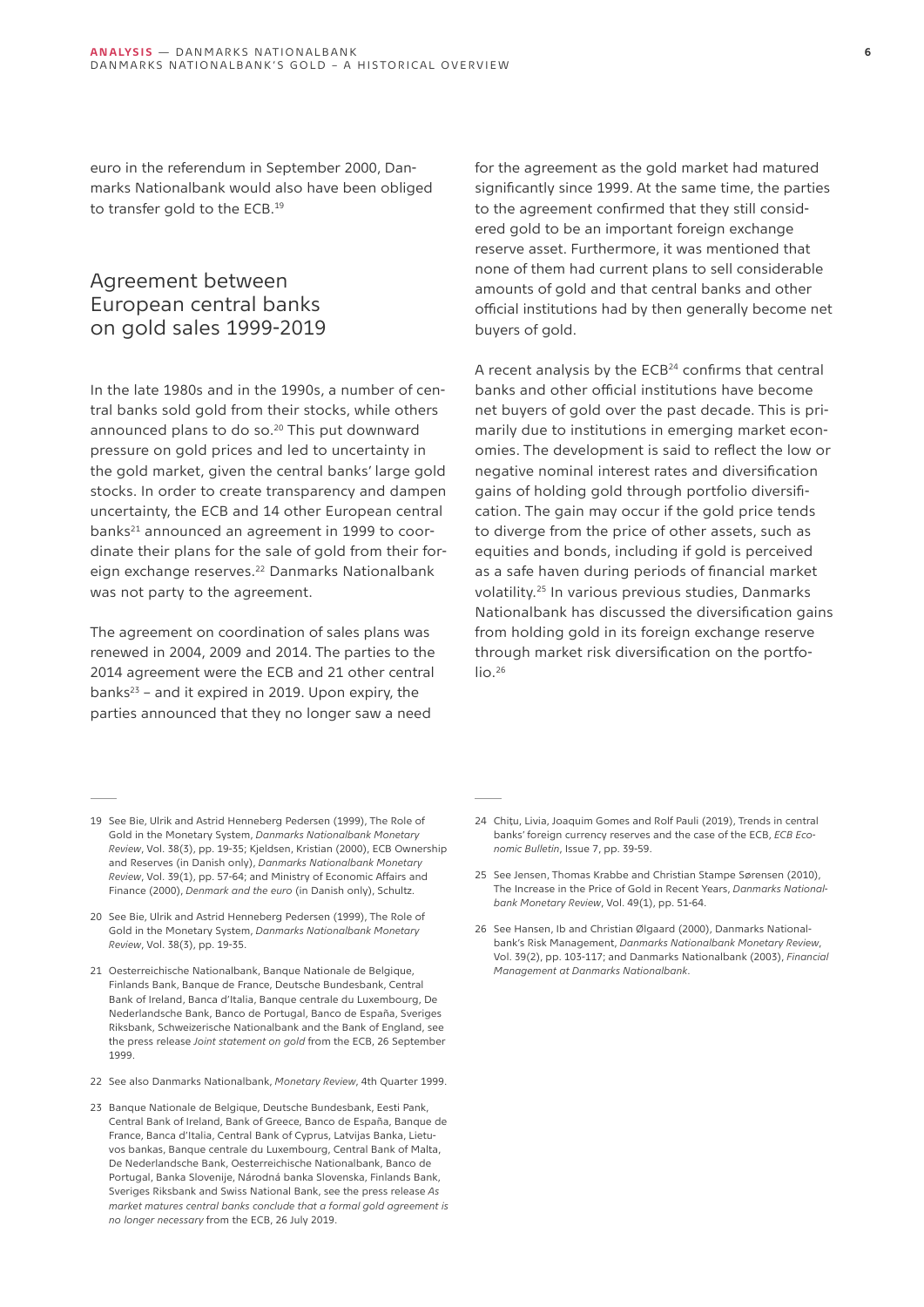euro in the referendum in September 2000, Danmarks Nationalbank would also have been obliged to transfer gold to the ECB.[19]

## Agreement between European central banks on gold sales 1999-2019

In the late 1980s and in the 1990s, a number of central banks sold gold from their stocks, while others announced plans to do so.[20] This put downward pressure on gold prices and led to uncertainty in the gold market, given the central banks' large gold stocks. In order to create transparency and dampen uncertainty, the ECB and 14 other European central banks[21] announced an agreement in 1999 to coordinate their plans for the sale of gold from their foreign exchange reserves.[22] Danmarks Nationalbank was not party to the agreement.

The agreement on coordination of sales plans was renewed in 2004, 2009 and 2014. The parties to the 2014 agreement were the ECB and 21 other central banks[23] – and it expired in 2019. Upon expiry, the parties announced that they no longer saw a need for the agreement as the gold market had matured significantly since 1999. At the same time, the parties to the agreement confirmed that they still considered gold to be an important foreign exchange reserve asset. Furthermore, it was mentioned that none of them had current plans to sell considerable amounts of gold and that central banks and other official institutions had by then generally become net buyers of gold.

A recent analysis by the ECB[24] confirms that central banks and other official institutions have become net buyers of gold over the past decade. This is primarily due to institutions in emerging market economies. The development is said to reflect the low or negative nominal interest rates and diversification gains of holding gold through portfolio diversification. The gain may occur if the gold price tends to diverge from the price of other assets, such as equities and bonds, including if gold is perceived as a safe haven during periods of financial market volatility.[25] In various previous studies, Danmarks Nationalbank has discussed the diversification gains from holding gold in its foreign exchange reserve through market risk diversification on the portfolio.[26]

---

19 See Bie, Ulrik and Astrid Henneberg Pedersen (1999), The Role of Gold in the Monetary System, *Danmarks Nationalbank Monetary Review*, Vol. 38(3), pp. 19-35; Kjeldsen, Kristian (2000), ECB Ownership and Reserves (in Danish only), *Danmarks Nationalbank Monetary Review*, Vol. 39(1), pp. 57-64; and Ministry of Economic Affairs and Finance (2000), *Denmark and the euro* (in Danish only), Schultz.

20 See Bie, Ulrik and Astrid Henneberg Pedersen (1999), The Role of Gold in the Monetary System, *Danmarks Nationalbank Monetary Review*, Vol. 38(3), pp. 19-35.

21 Oesterreichische Nationalbank, Banque Nationale de Belgique, Finlands Bank, Banque de France, Deutsche Bundesbank, Central Bank of Ireland, Banca d'Italia, Banque centrale du Luxembourg, De Nederlandsche Bank, Banco de Portugal, Banco de España, Sveriges Riksbank, Schweizerische Nationalbank and the Bank of England, see the press release *Joint statement on gold* from the ECB, 26 September 1999.

22 See also Danmarks Nationalbank, *Monetary Review*, 4th Quarter 1999.

23 Banque Nationale de Belgique, Deutsche Bundesbank, Eesti Pank, Central Bank of Ireland, Bank of Greece, Banco de España, Banque de France, Banca d'Italia, Central Bank of Cyprus, Latvijas Banka, Lietuvos bankas, Banque centrale du Luxembourg, Central Bank of Malta, De Nederlandsche Bank, Oesterreichische Nationalbank, Banco de Portugal, Banka Slovenije, Národná banka Slovenska, Finlands Bank, Sveriges Riksbank and Swiss National Bank, see the press release *As market matures central banks conclude that a formal gold agreement is no longer necessary* from the ECB, 26 July 2019.

24 Chițu, Livia, Joaquim Gomes and Rolf Pauli (2019), Trends in central banks' foreign currency reserves and the case of the ECB, *ECB Economic Bulletin*, Issue 7, pp. 39-59.

25 See Jensen, Thomas Krabbe and Christian Stampe Sørensen (2010), The Increase in the Price of Gold in Recent Years, *Danmarks Nationalbank Monetary Review*, Vol. 49(1), pp. 51-64.

26 See Hansen, Ib and Christian Ølgaard (2000), Danmarks Nationalbank's Risk Management, *Danmarks Nationalbank Monetary Review*, Vol. 39(2), pp. 103-117; and Danmarks Nationalbank (2003), *Financial Management at Danmarks Nationalbank*.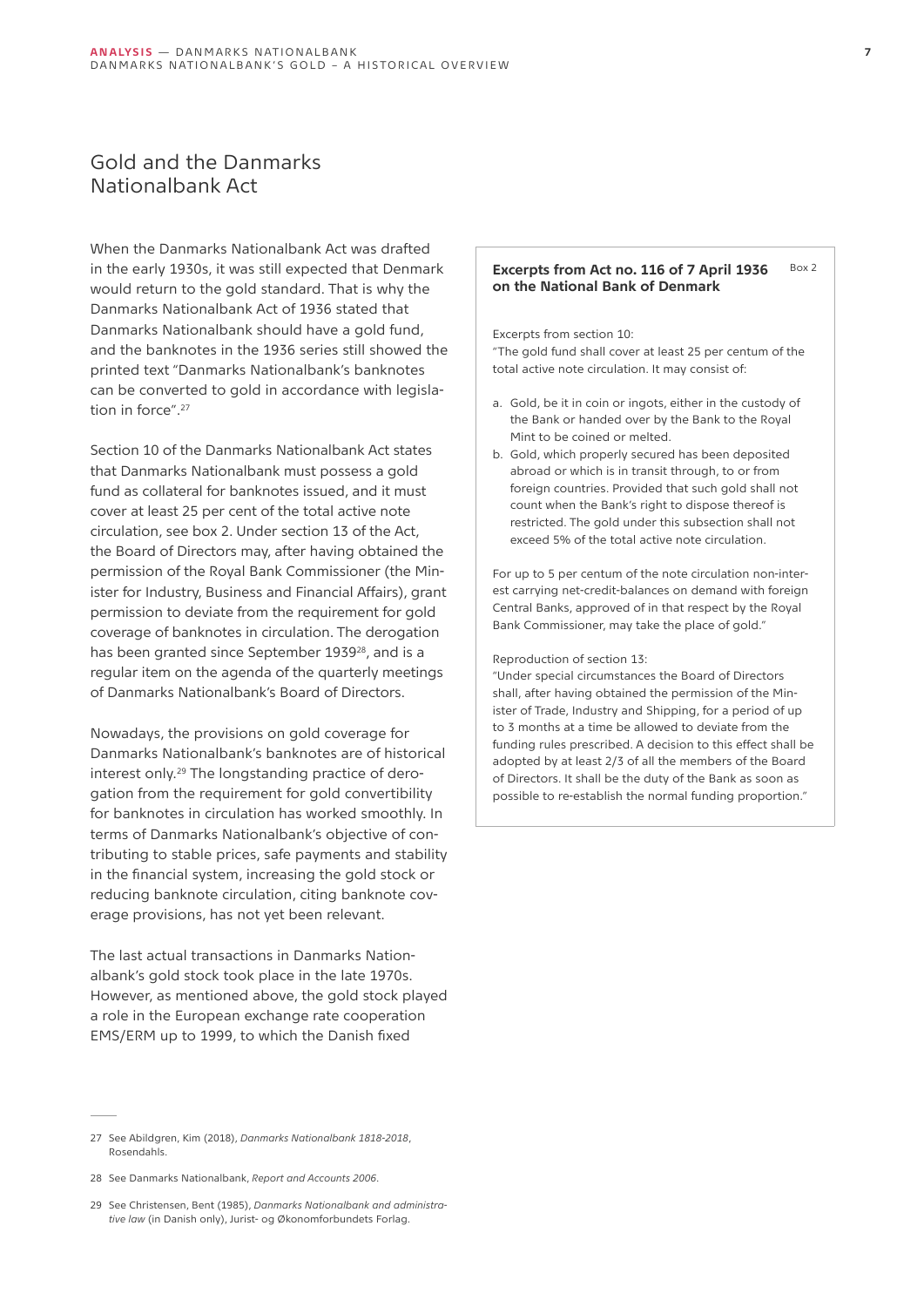# Gold and the Danmarks Nationalbank Act

When the Danmarks Nationalbank Act was drafted in the early 1930s, it was still expected that Denmark would return to the gold standard. That is why the Danmarks Nationalbank Act of 1936 stated that Danmarks Nationalbank should have a gold fund, and the banknotes in the 1936 series still showed the printed text "Danmarks Nationalbank's banknotes can be converted to gold in accordance with legislation in force".[27]

Section 10 of the Danmarks Nationalbank Act states that Danmarks Nationalbank must possess a gold fund as collateral for banknotes issued, and it must cover at least 25 per cent of the total active note circulation, see box 2. Under section 13 of the Act, the Board of Directors may, after having obtained the permission of the Royal Bank Commissioner (the Minister for Industry, Business and Financial Affairs), grant permission to deviate from the requirement for gold coverage of banknotes in circulation. The derogation has been granted since September 1939[28], and is a regular item on the agenda of the quarterly meetings of Danmarks Nationalbank's Board of Directors.

Nowadays, the provisions on gold coverage for Danmarks Nationalbank's banknotes are of historical interest only.[29] The longstanding practice of derogation from the requirement for gold convertibility for banknotes in circulation has worked smoothly. In terms of Danmarks Nationalbank's objective of contributing to stable prices, safe payments and stability in the financial system, increasing the gold stock or reducing banknote circulation, citing banknote coverage provisions, has not yet been relevant.

The last actual transactions in Danmarks Nationalbank's gold stock took place in the late 1970s. However, as mentioned above, the gold stock played a role in the European exchange rate cooperation EMS/ERM up to 1999, to which the Danish fixed

---

**Box 2**

**Excerpts from Act no. 116 of 7 April 1936 on the National Bank of Denmark**

Excerpts from section 10:

"The gold fund shall cover at least 25 per centum of the total active note circulation. It may consist of:

a. Gold, be it in coin or ingots, either in the custody of the Bank or handed over by the Bank to the Royal Mint to be coined or melted.
b. Gold, which properly secured has been deposited abroad or which is in transit through, to or from foreign countries. Provided that such gold shall not count when the Bank's right to dispose thereof is restricted. The gold under this subsection shall not exceed 5% of the total active note circulation.

For up to 5 per centum of the note circulation non-interest carrying net-credit-balances on demand with foreign Central Banks, approved of in that respect by the Royal Bank Commissioner, may take the place of gold."

Reproduction of section 13:

"Under special circumstances the Board of Directors shall, after having obtained the permission of the Minister of Trade, Industry and Shipping, for a period of up to 3 months at a time be allowed to deviate from the funding rules prescribed. A decision to this effect shall be adopted by at least 2/3 of all the members of the Board of Directors. It shall be the duty of the Bank as soon as possible to re-establish the normal funding proportion."

---

27 See Abildgren, Kim (2018), *Danmarks Nationalbank 1818-2018*, Rosendahls.

28 See Danmarks Nationalbank, *Report and Accounts 2006*.

29 See Christensen, Bent (1985), *Danmarks Nationalbank and administrative law* (in Danish only), Jurist- og Økonomforbundets Forlag.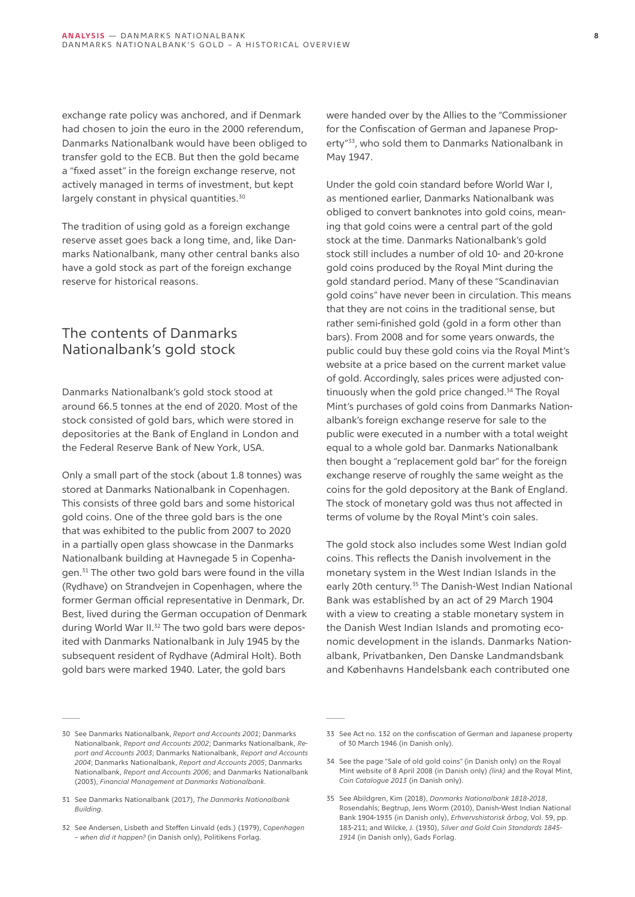exchange rate policy was anchored, and if Denmark had chosen to join the euro in the 2000 referendum, Danmarks Nationalbank would have been obliged to transfer gold to the ECB. But then the gold became a "fixed asset" in the foreign exchange reserve, not actively managed in terms of investment, but kept largely constant in physical quantities.[30]

The tradition of using gold as a foreign exchange reserve asset goes back a long time, and, like Danmarks Nationalbank, many other central banks also have a gold stock as part of the foreign exchange reserve for historical reasons.

## The contents of Danmarks Nationalbank's gold stock

Danmarks Nationalbank's gold stock stood at around 66.5 tonnes at the end of 2020. Most of the stock consisted of gold bars, which were stored in depositories at the Bank of England in London and the Federal Reserve Bank of New York, USA.

Only a small part of the stock (about 1.8 tonnes) was stored at Danmarks Nationalbank in Copenhagen. This consists of three gold bars and some historical gold coins. One of the three gold bars is the one that was exhibited to the public from 2007 to 2020 in a partially open glass showcase in the Danmarks Nationalbank building at Havnegade 5 in Copenhagen.[31] The other two gold bars were found in the villa (Rydhave) on Strandvejen in Copenhagen, where the former German official representative in Denmark, Dr. Best, lived during the German occupation of Denmark during World War II.[32] The two gold bars were deposited with Danmarks Nationalbank in July 1945 by the subsequent resident of Rydhave (Admiral Holt). Both gold bars were marked 1940. Later, the gold bars were handed over by the Allies to the "Commissioner for the Confiscation of German and Japanese Property"[33], who sold them to Danmarks Nationalbank in May 1947.

Under the gold coin standard before World War I, as mentioned earlier, Danmarks Nationalbank was obliged to convert banknotes into gold coins, meaning that gold coins were a central part of the gold stock at the time. Danmarks Nationalbank's gold stock still includes a number of old 10- and 20-krone gold coins produced by the Royal Mint during the gold standard period. Many of these "Scandinavian gold coins" have never been in circulation. This means that they are not coins in the traditional sense, but rather semi-finished gold (gold in a form other than bars). From 2008 and for some years onwards, the public could buy these gold coins via the Royal Mint's website at a price based on the current market value of gold. Accordingly, sales prices were adjusted continuously when the gold price changed.[34] The Royal Mint's purchases of gold coins from Danmarks Nationalbank's foreign exchange reserve for sale to the public were executed in a number with a total weight equal to a whole gold bar. Danmarks Nationalbank then bought a "replacement gold bar" for the foreign exchange reserve of roughly the same weight as the coins for the gold depository at the Bank of England. The stock of monetary gold was thus not affected in terms of volume by the Royal Mint's coin sales.

The gold stock also includes some West Indian gold coins. This reflects the Danish involvement in the monetary system in the West Indian Islands in the early 20th century.[35] The Danish-West Indian National Bank was established by an act of 29 March 1904 with a view to creating a stable monetary system in the Danish West Indian Islands and promoting economic development in the islands. Danmarks Nationalbank, Privatbanken, Den Danske Landmandsbank and Københavns Handelsbank each contributed one

---

30 See Danmarks Nationalbank, *Report and Accounts 2001*; Danmarks Nationalbank, *Report and Accounts 2002*; Danmarks Nationalbank, *Report and Accounts 2003*; Danmarks Nationalbank, *Report and Accounts 2004*; Danmarks Nationalbank, *Report and Accounts 2005*; Danmarks Nationalbank, *Report and Accounts 2006*; and Danmarks Nationalbank (2003), *Financial Management at Danmarks Nationalbank*.

31 See Danmarks Nationalbank (2017), *The Danmarks Nationalbank Building*.

32 See Andersen, Lisbeth and Steffen Linvald (eds.) (1979), *Copenhagen – when did it happen?* (in Danish only), Politikens Forlag.

33 See Act no. 132 on the confiscation of German and Japanese property of 30 March 1946 (in Danish only).

34 See the page "Sale of old gold coins" (in Danish only) on the Royal Mint website of 8 April 2008 (in Danish only) *(link)* and the Royal Mint, *Coin Catalogue 2013* (in Danish only).

35 See Abildgren, Kim (2018), *Danmarks Nationalbank 1818-2018*, Rosendahls; Begtrup, Jens Worm (2010), Danish-West Indian National Bank 1904-1935 (in Danish only), *Erhvervshistorisk årbog*, Vol. 59, pp. 183-211; and Wilcke, J. (1930), *Silver and Gold Coin Standards 1845-1914* (in Danish only), Gads Forlag.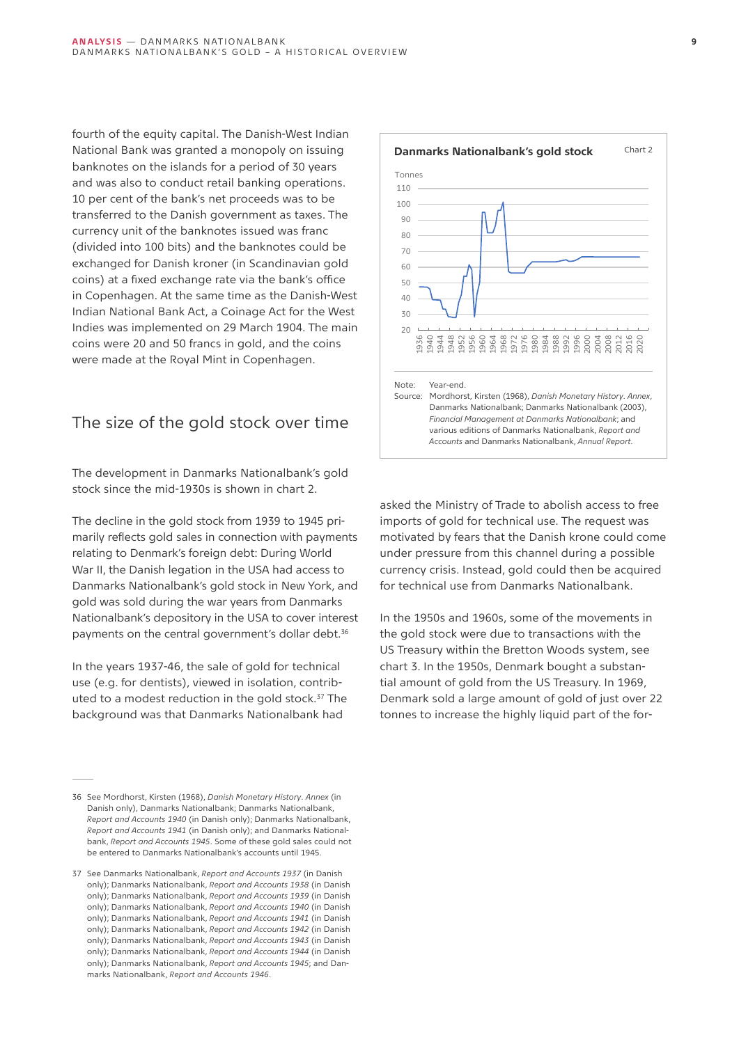fourth of the equity capital. The Danish-West Indian National Bank was granted a monopoly on issuing banknotes on the islands for a period of 30 years and was also to conduct retail banking operations. 10 per cent of the bank's net proceeds was to be transferred to the Danish government as taxes. The currency unit of the banknotes issued was franc (divided into 100 bits) and the banknotes could be exchanged for Danish kroner (in Scandinavian gold coins) at a fixed exchange rate via the bank's office in Copenhagen. At the same time as the Danish-West Indian National Bank Act, a Coinage Act for the West Indies was implemented on 29 March 1904. The main coins were 20 and 50 francs in gold, and the coins were made at the Royal Mint in Copenhagen.

## The size of the gold stock over time

The development in Danmarks Nationalbank's gold stock since the mid-1930s is shown in chart 2.

**Danmarks Nationalbank's gold stock** — Chart 2

Note: Year-end.
Source: Mordhorst, Kirsten (1968), *Danish Monetary History. Annex*, Danmarks Nationalbank; Danmarks Nationalbank (2003), *Financial Management at Danmarks Nationalbank*; and various editions of Danmarks Nationalbank, *Report and Accounts* and Danmarks Nationalbank, *Annual Report*.

The decline in the gold stock from 1939 to 1945 primarily reflects gold sales in connection with payments relating to Denmark's foreign debt: During World War II, the Danish legation in the USA had access to Danmarks Nationalbank's gold stock in New York, and gold was sold during the war years from Danmarks Nationalbank's depository in the USA to cover interest payments on the central government's dollar debt.[36]

In the years 1937-46, the sale of gold for technical use (e.g. for dentists), viewed in isolation, contributed to a modest reduction in the gold stock.[37] The background was that Danmarks Nationalbank had asked the Ministry of Trade to abolish access to free imports of gold for technical use. The request was motivated by fears that the Danish krone could come under pressure from this channel during a possible currency crisis. Instead, gold could then be acquired for technical use from Danmarks Nationalbank.

In the 1950s and 1960s, some of the movements in the gold stock were due to transactions with the US Treasury within the Bretton Woods system, see chart 3. In the 1950s, Denmark bought a substantial amount of gold from the US Treasury. In 1969, Denmark sold a large amount of gold of just over 22 tonnes to increase the highly liquid part of the for-

---

36 See Mordhorst, Kirsten (1968), *Danish Monetary History. Annex* (in Danish only), Danmarks Nationalbank; Danmarks Nationalbank, *Report and Accounts 1940* (in Danish only); Danmarks Nationalbank, *Report and Accounts 1941* (in Danish only); and Danmarks Nationalbank, *Report and Accounts 1945*. Some of these gold sales could not be entered to Danmarks Nationalbank's accounts until 1945.

37 See Danmarks Nationalbank, *Report and Accounts 1937* (in Danish only); Danmarks Nationalbank, *Report and Accounts 1938* (in Danish only); Danmarks Nationalbank, *Report and Accounts 1939* (in Danish only); Danmarks Nationalbank, *Report and Accounts 1940* (in Danish only); Danmarks Nationalbank, *Report and Accounts 1941* (in Danish only); Danmarks Nationalbank, *Report and Accounts 1942* (in Danish only); Danmarks Nationalbank, *Report and Accounts 1943* (in Danish only); Danmarks Nationalbank, *Report and Accounts 1944* (in Danish only); Danmarks Nationalbank, *Report and Accounts 1945*; and Danmarks Nationalbank, *Report and Accounts 1946*.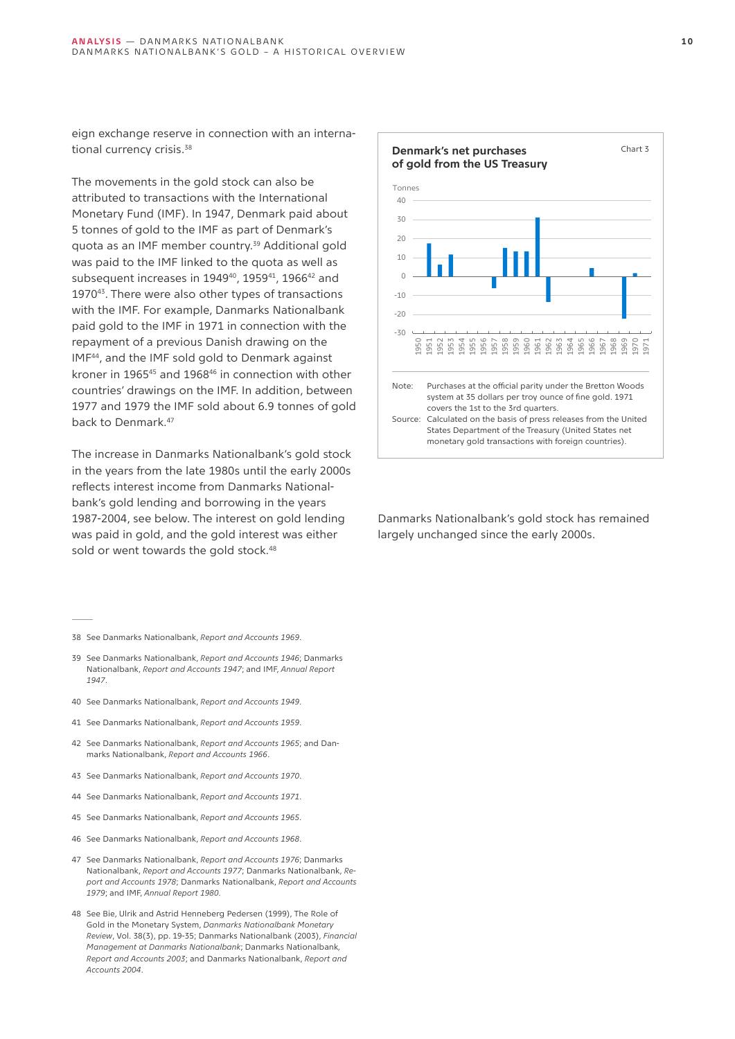eign exchange reserve in connection with an international currency crisis.[38]

The movements in the gold stock can also be attributed to transactions with the International Monetary Fund (IMF). In 1947, Denmark paid about 5 tonnes of gold to the IMF as part of Denmark's quota as an IMF member country.[39] Additional gold was paid to the IMF linked to the quota as well as subsequent increases in 1949[40], 1959[41], 1966[42] and 1970[43]. There were also other types of transactions with the IMF. For example, Danmarks Nationalbank paid gold to the IMF in 1971 in connection with the repayment of a previous Danish drawing on the IMF[44], and the IMF sold gold to Denmark against kroner in 1965[45] and 1968[46] in connection with other countries' drawings on the IMF. In addition, between 1977 and 1979 the IMF sold about 6.9 tonnes of gold back to Denmark.[47]

The increase in Danmarks Nationalbank's gold stock in the years from the late 1980s until the early 2000s reflects interest income from Danmarks Nationalbank's gold lending and borrowing in the years 1987-2004, see below. The interest on gold lending was paid in gold, and the gold interest was either sold or went towards the gold stock.[48]

**Denmark's net purchases of gold from the US Treasury** — Chart 3

Tonnes

Note: Purchases at the official parity under the Bretton Woods system at 35 dollars per troy ounce of fine gold. 1971 covers the 1st to the 3rd quarters.

Source: Calculated on the basis of press releases from the United States Department of the Treasury (United States net monetary gold transactions with foreign countries).

Danmarks Nationalbank's gold stock has remained largely unchanged since the early 2000s.

---

38 See Danmarks Nationalbank, *Report and Accounts 1969*.

39 See Danmarks Nationalbank, *Report and Accounts 1946*; Danmarks Nationalbank, *Report and Accounts 1947*; and IMF, *Annual Report 1947*.

40 See Danmarks Nationalbank, *Report and Accounts 1949*.

41 See Danmarks Nationalbank, *Report and Accounts 1959*.

42 See Danmarks Nationalbank, *Report and Accounts 1965*; and Danmarks Nationalbank, *Report and Accounts 1966*.

43 See Danmarks Nationalbank, *Report and Accounts 1970*.

44 See Danmarks Nationalbank, *Report and Accounts 1971*.

45 See Danmarks Nationalbank, *Report and Accounts 1965*.

46 See Danmarks Nationalbank, *Report and Accounts 1968*.

47 See Danmarks Nationalbank, *Report and Accounts 1976*; Danmarks Nationalbank, *Report and Accounts 1977*; Danmarks Nationalbank, *Report and Accounts 1978*; Danmarks Nationalbank, *Report and Accounts 1979*; and IMF, *Annual Report 1980*.

48 See Bie, Ulrik and Astrid Henneberg Pedersen (1999), The Role of Gold in the Monetary System, *Danmarks Nationalbank Monetary Review*, Vol. 38(3), pp. 19-35; Danmarks Nationalbank (2003), *Financial Management at Danmarks Nationalbank*; Danmarks Nationalbank, *Report and Accounts 2003*; and Danmarks Nationalbank, *Report and Accounts 2004*.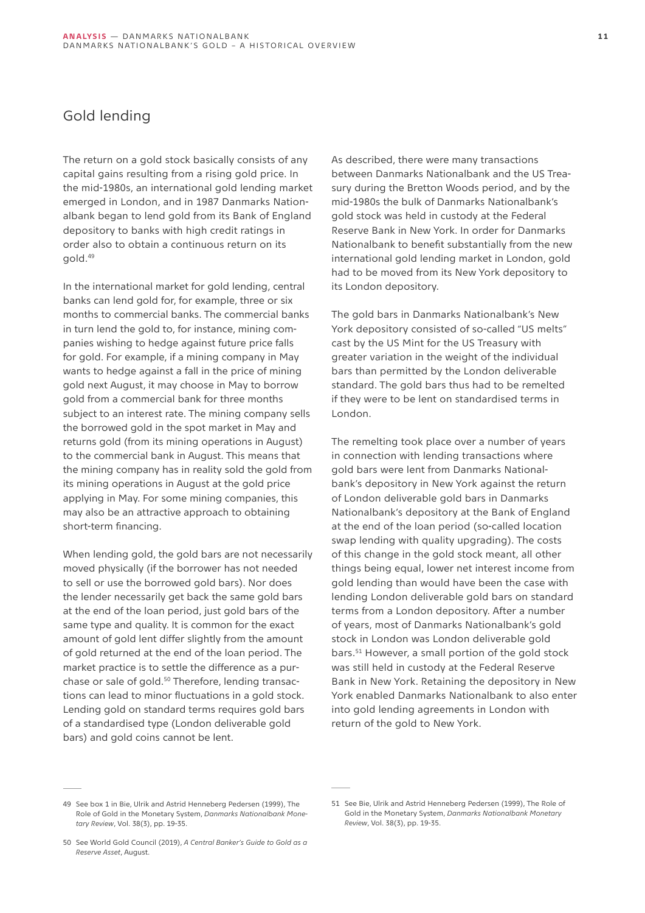## Gold lending

The return on a gold stock basically consists of any capital gains resulting from a rising gold price. In the mid-1980s, an international gold lending market emerged in London, and in 1987 Danmarks Nationalbank began to lend gold from its Bank of England depository to banks with high credit ratings in order also to obtain a continuous return on its gold.[49]

In the international market for gold lending, central banks can lend gold for, for example, three or six months to commercial banks. The commercial banks in turn lend the gold to, for instance, mining companies wishing to hedge against future price falls for gold. For example, if a mining company in May wants to hedge against a fall in the price of mining gold next August, it may choose in May to borrow gold from a commercial bank for three months subject to an interest rate. The mining company sells the borrowed gold in the spot market in May and returns gold (from its mining operations in August) to the commercial bank in August. This means that the mining company has in reality sold the gold from its mining operations in August at the gold price applying in May. For some mining companies, this may also be an attractive approach to obtaining short-term financing.

When lending gold, the gold bars are not necessarily moved physically (if the borrower has not needed to sell or use the borrowed gold bars). Nor does the lender necessarily get back the same gold bars at the end of the loan period, just gold bars of the same type and quality. It is common for the exact amount of gold lent differ slightly from the amount of gold returned at the end of the loan period. The market practice is to settle the difference as a purchase or sale of gold.[50] Therefore, lending transactions can lead to minor fluctuations in a gold stock. Lending gold on standard terms requires gold bars of a standardised type (London deliverable gold bars) and gold coins cannot be lent.

As described, there were many transactions between Danmarks Nationalbank and the US Treasury during the Bretton Woods period, and by the mid-1980s the bulk of Danmarks Nationalbank's gold stock was held in custody at the Federal Reserve Bank in New York. In order for Danmarks Nationalbank to benefit substantially from the new international gold lending market in London, gold had to be moved from its New York depository to its London depository.

The gold bars in Danmarks Nationalbank's New York depository consisted of so-called "US melts" cast by the US Mint for the US Treasury with greater variation in the weight of the individual bars than permitted by the London deliverable standard. The gold bars thus had to be remelted if they were to be lent on standardised terms in London.

The remelting took place over a number of years in connection with lending transactions where gold bars were lent from Danmarks Nationalbank's depository in New York against the return of London deliverable gold bars in Danmarks Nationalbank's depository at the Bank of England at the end of the loan period (so-called location swap lending with quality upgrading). The costs of this change in the gold stock meant, all other things being equal, lower net interest income from gold lending than would have been the case with lending London deliverable gold bars on standard terms from a London depository. After a number of years, most of Danmarks Nationalbank's gold stock in London was London deliverable gold bars.[51] However, a small portion of the gold stock was still held in custody at the Federal Reserve Bank in New York. Retaining the depository in New York enabled Danmarks Nationalbank to also enter into gold lending agreements in London with return of the gold to New York.

---

49 See box 1 in Bie, Ulrik and Astrid Henneberg Pedersen (1999), The Role of Gold in the Monetary System, *Danmarks Nationalbank Monetary Review*, Vol. 38(3), pp. 19-35.

50 See World Gold Council (2019), *A Central Banker's Guide to Gold as a Reserve Asset*, August.

51 See Bie, Ulrik and Astrid Henneberg Pedersen (1999), The Role of Gold in the Monetary System, *Danmarks Nationalbank Monetary Review*, Vol. 38(3), pp. 19-35.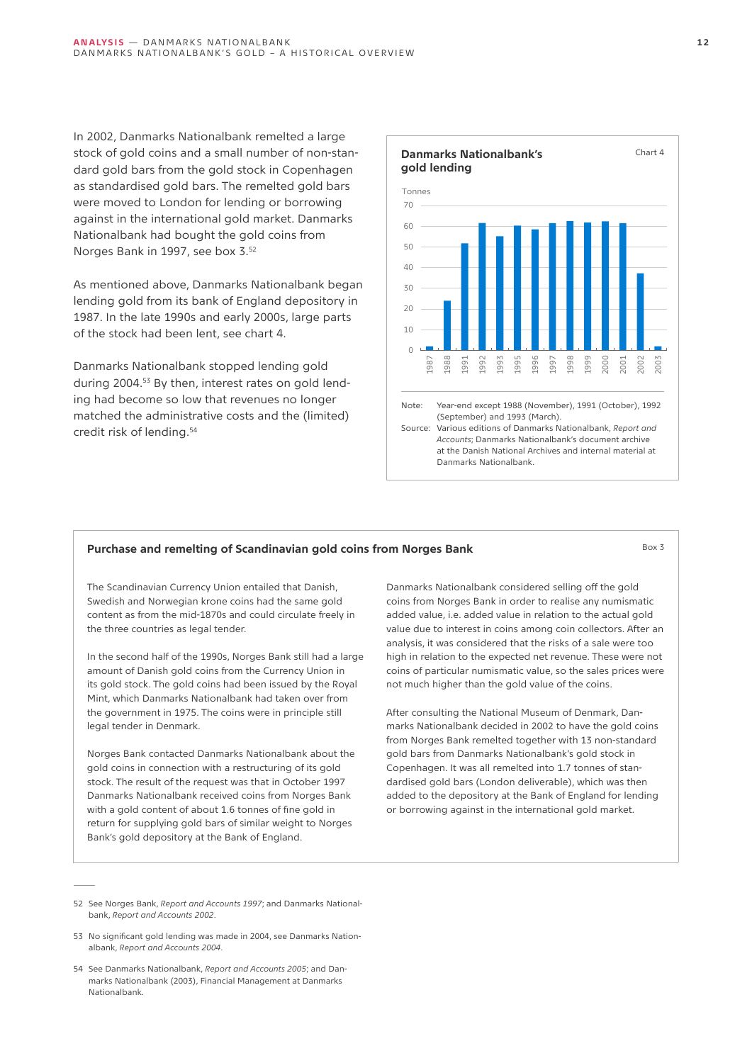In 2002, Danmarks Nationalbank remelted a large stock of gold coins and a small number of non-standard gold bars from the gold stock in Copenhagen as standardised gold bars. The remelted gold bars were moved to London for lending or borrowing against in the international gold market. Danmarks Nationalbank had bought the gold coins from Norges Bank in 1997, see box 3.[52]

As mentioned above, Danmarks Nationalbank began lending gold from its bank of England depository in 1987. In the late 1990s and early 2000s, large parts of the stock had been lent, see chart 4.

Danmarks Nationalbank stopped lending gold during 2004.[53] By then, interest rates on gold lending had become so low that revenues no longer matched the administrative costs and the (limited) credit risk of lending.[54]

**Danmarks Nationalbank's gold lending** — Chart 4

Tonnes

Note: Year-end except 1988 (November), 1991 (October), 1992 (September) and 1993 (March).

Source: Various editions of Danmarks Nationalbank, *Report and Accounts*; Danmarks Nationalbank's document archive at the Danish National Archives and internal material at Danmarks Nationalbank.

### Purchase and remelting of Scandinavian gold coins from Norges Bank — Box 3

The Scandinavian Currency Union entailed that Danish, Swedish and Norwegian krone coins had the same gold content as from the mid-1870s and could circulate freely in the three countries as legal tender.

In the second half of the 1990s, Norges Bank still had a large amount of Danish gold coins from the Currency Union in its gold stock. The gold coins had been issued by the Royal Mint, which Danmarks Nationalbank had taken over from the government in 1975. The coins were in principle still legal tender in Denmark.

Norges Bank contacted Danmarks Nationalbank about the gold coins in connection with a restructuring of its gold stock. The result of the request was that in October 1997 Danmarks Nationalbank received coins from Norges Bank with a gold content of about 1.6 tonnes of fine gold in return for supplying gold bars of similar weight to Norges Bank's gold depository at the Bank of England.

Danmarks Nationalbank considered selling off the gold coins from Norges Bank in order to realise any numismatic added value, i.e. added value in relation to the actual gold value due to interest in coins among coin collectors. After an analysis, it was considered that the risks of a sale were too high in relation to the expected net revenue. These were not coins of particular numismatic value, so the sales prices were not much higher than the gold value of the coins.

After consulting the National Museum of Denmark, Danmarks Nationalbank decided in 2002 to have the gold coins from Norges Bank remelted together with 13 non-standard gold bars from Danmarks Nationalbank's gold stock in Copenhagen. It was all remelted into 1.7 tonnes of standardised gold bars (London deliverable), which was then added to the depository at the Bank of England for lending or borrowing against in the international gold market.

52 See Norges Bank, *Report and Accounts 1997*; and Danmarks Nationalbank, *Report and Accounts 2002*.

53 No significant gold lending was made in 2004, see Danmarks Nationalbank, *Report and Accounts 2004*.

54 See Danmarks Nationalbank, *Report and Accounts 2005*; and Danmarks Nationalbank (2003), Financial Management at Danmarks Nationalbank.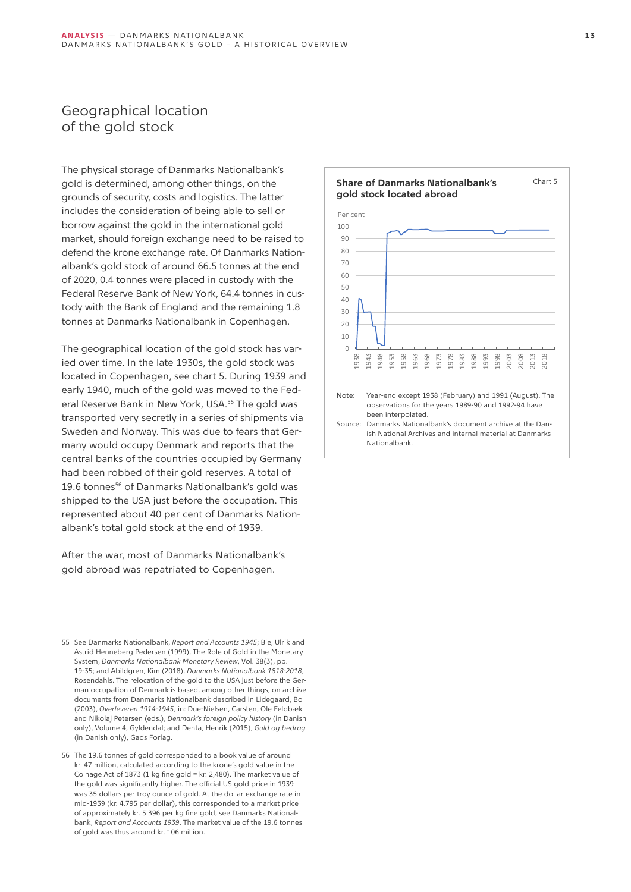## Geographical location of the gold stock

The physical storage of Danmarks Nationalbank's gold is determined, among other things, on the grounds of security, costs and logistics. The latter includes the consideration of being able to sell or borrow against the gold in the international gold market, should foreign exchange need to be raised to defend the krone exchange rate. Of Danmarks Nationalbank's gold stock of around 66.5 tonnes at the end of 2020, 0.4 tonnes were placed in custody with the Federal Reserve Bank of New York, 64.4 tonnes in custody with the Bank of England and the remaining 1.8 tonnes at Danmarks Nationalbank in Copenhagen.

The geographical location of the gold stock has varied over time. In the late 1930s, the gold stock was located in Copenhagen, see chart 5. During 1939 and early 1940, much of the gold was moved to the Federal Reserve Bank in New York, USA.[55] The gold was transported very secretly in a series of shipments via Sweden and Norway. This was due to fears that Germany would occupy Denmark and reports that the central banks of the countries occupied by Germany had been robbed of their gold reserves. A total of 19.6 tonnes[56] of Danmarks Nationalbank's gold was shipped to the USA just before the occupation. This represented about 40 per cent of Danmarks Nationalbank's total gold stock at the end of 1939.

After the war, most of Danmarks Nationalbank's gold abroad was repatriated to Copenhagen.

**Share of Danmarks Nationalbank's gold stock located abroad** — Chart 5

Per cent

Note: Year-end except 1938 (February) and 1991 (August). The observations for the years 1989-90 and 1992-94 have been interpolated.

Source: Danmarks Nationalbank's document archive at the Danish National Archives and internal material at Danmarks Nationalbank.

---

55 See Danmarks Nationalbank, *Report and Accounts 1945*; Bie, Ulrik and Astrid Henneberg Pedersen (1999), The Role of Gold in the Monetary System, *Danmarks Nationalbank Monetary Review*, Vol. 38(3), pp. 19-35; and Abildgren, Kim (2018), *Danmarks Nationalbank 1818-2018*, Rosendahls. The relocation of the gold to the USA just before the German occupation of Denmark is based, among other things, on archive documents from Danmarks Nationalbank described in Lidegaard, Bo (2003), *Overleveren 1914-1945*, in: Due-Nielsen, Carsten, Ole Feldbæk and Nikolaj Petersen (eds.), *Denmark's foreign policy history* (in Danish only), Volume 4, Gyldendal; and Denta, Henrik (2015), *Guld og bedrag* (in Danish only), Gads Forlag.

56 The 19.6 tonnes of gold corresponded to a book value of around kr. 47 million, calculated according to the krone's gold value in the Coinage Act of 1873 (1 kg fine gold = kr. 2,480). The market value of the gold was significantly higher. The official US gold price in 1939 was 35 dollars per troy ounce of gold. At the dollar exchange rate in mid-1939 (kr. 4.795 per dollar), this corresponded to a market price of approximately kr. 5.396 per kg fine gold, see Danmarks Nationalbank, *Report and Accounts 1939*. The market value of the 19.6 tonnes of gold was thus around kr. 106 million.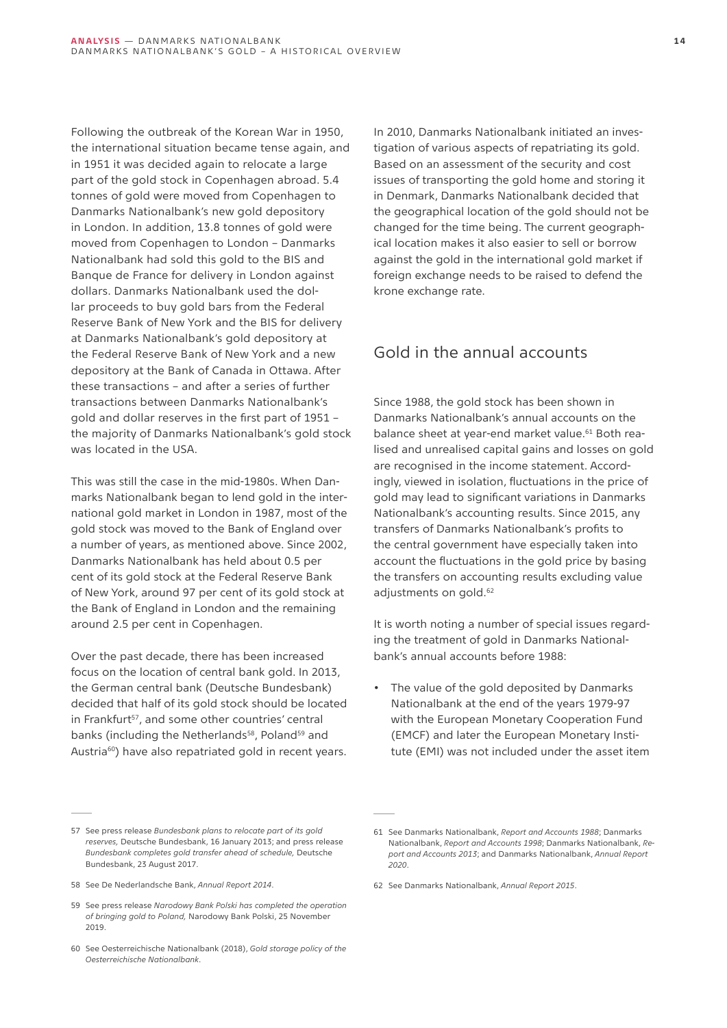Following the outbreak of the Korean War in 1950, the international situation became tense again, and in 1951 it was decided again to relocate a large part of the gold stock in Copenhagen abroad. 5.4 tonnes of gold were moved from Copenhagen to Danmarks Nationalbank's new gold depository in London. In addition, 13.8 tonnes of gold were moved from Copenhagen to London – Danmarks Nationalbank had sold this gold to the BIS and Banque de France for delivery in London against dollars. Danmarks Nationalbank used the dollar proceeds to buy gold bars from the Federal Reserve Bank of New York and the BIS for delivery at Danmarks Nationalbank's gold depository at the Federal Reserve Bank of New York and a new depository at the Bank of Canada in Ottawa. After these transactions – and after a series of further transactions between Danmarks Nationalbank's gold and dollar reserves in the first part of 1951 – the majority of Danmarks Nationalbank's gold stock was located in the USA.

This was still the case in the mid-1980s. When Danmarks Nationalbank began to lend gold in the international gold market in London in 1987, most of the gold stock was moved to the Bank of England over a number of years, as mentioned above. Since 2002, Danmarks Nationalbank has held about 0.5 per cent of its gold stock at the Federal Reserve Bank of New York, around 97 per cent of its gold stock at the Bank of England in London and the remaining around 2.5 per cent in Copenhagen.

Over the past decade, there has been increased focus on the location of central bank gold. In 2013, the German central bank (Deutsche Bundesbank) decided that half of its gold stock should be located in Frankfurt[57], and some other countries' central banks (including the Netherlands[58], Poland[59] and Austria[60]) have also repatriated gold in recent years.

In 2010, Danmarks Nationalbank initiated an investigation of various aspects of repatriating its gold. Based on an assessment of the security and cost issues of transporting the gold home and storing it in Denmark, Danmarks Nationalbank decided that the geographical location of the gold should not be changed for the time being. The current geographical location makes it also easier to sell or borrow against the gold in the international gold market if foreign exchange needs to be raised to defend the krone exchange rate.

## Gold in the annual accounts

Since 1988, the gold stock has been shown in Danmarks Nationalbank's annual accounts on the balance sheet at year-end market value.[61] Both realised and unrealised capital gains and losses on gold are recognised in the income statement. Accordingly, viewed in isolation, fluctuations in the price of gold may lead to significant variations in Danmarks Nationalbank's accounting results. Since 2015, any transfers of Danmarks Nationalbank's profits to the central government have especially taken into account the fluctuations in the gold price by basing the transfers on accounting results excluding value adjustments on gold.[62]

It is worth noting a number of special issues regarding the treatment of gold in Danmarks Nationalbank's annual accounts before 1988:

- The value of the gold deposited by Danmarks Nationalbank at the end of the years 1979-97 with the European Monetary Cooperation Fund (EMCF) and later the European Monetary Institute (EMI) was not included under the asset item

---

57 See press release *Bundesbank plans to relocate part of its gold reserves,* Deutsche Bundesbank, 16 January 2013; and press release *Bundesbank completes gold transfer ahead of schedule,* Deutsche Bundesbank, 23 August 2017.

58 See De Nederlandsche Bank, *Annual Report 2014*.

59 See press release *Narodowy Bank Polski has completed the operation of bringing gold to Poland,* Narodowy Bank Polski, 25 November 2019.

60 See Oesterreichische Nationalbank (2018), *Gold storage policy of the Oesterreichische Nationalbank*.

61 See Danmarks Nationalbank, *Report and Accounts 1988*; Danmarks Nationalbank, *Report and Accounts 1998*; Danmarks Nationalbank, *Report and Accounts 2013*; and Danmarks Nationalbank, *Annual Report 2020*.

62 See Danmarks Nationalbank, *Annual Report 2015*.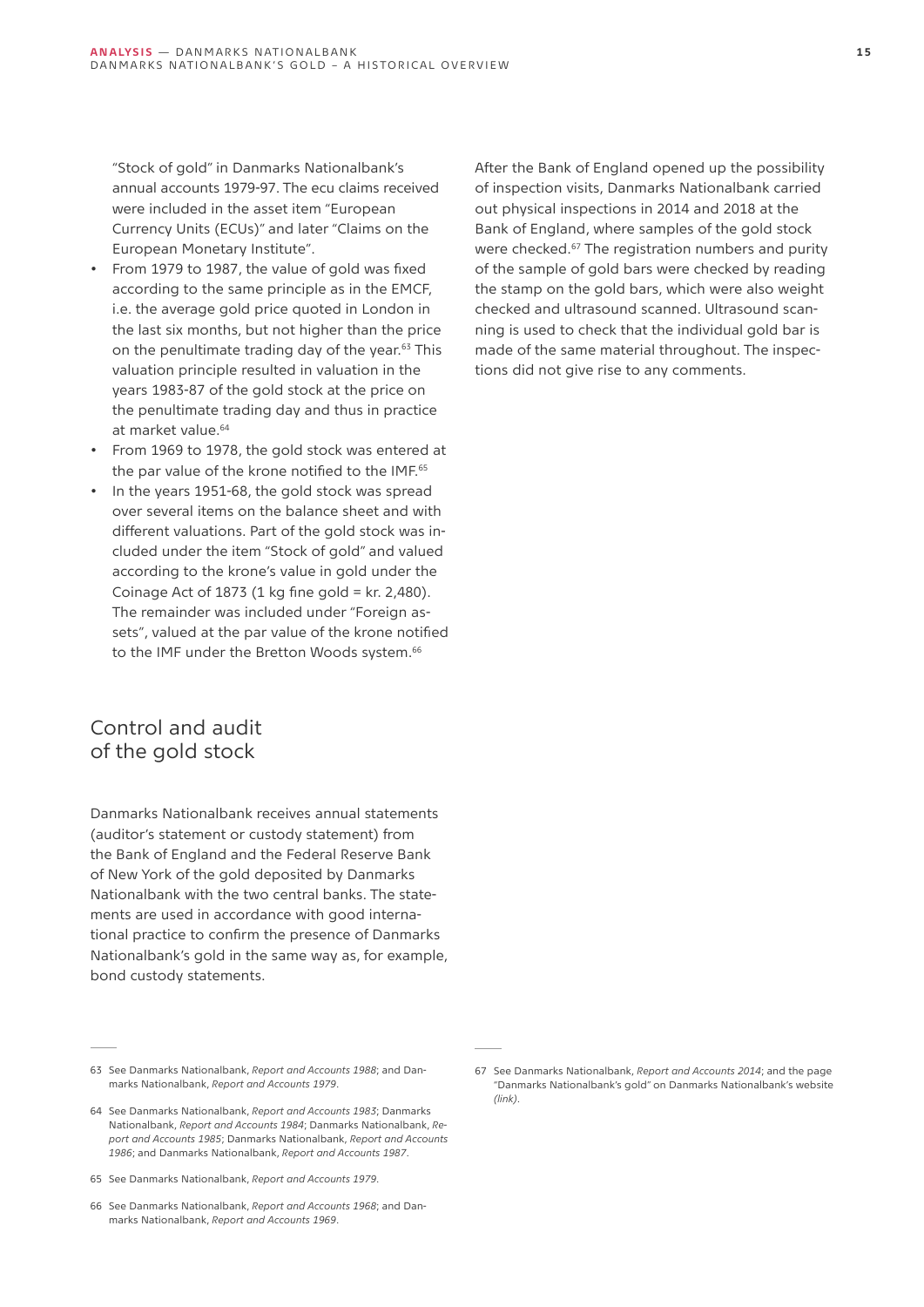"Stock of gold" in Danmarks Nationalbank's annual accounts 1979-97. The ecu claims received were included in the asset item "European Currency Units (ECUs)" and later "Claims on the European Monetary Institute".

- From 1979 to 1987, the value of gold was fixed according to the same principle as in the EMCF, i.e. the average gold price quoted in London in the last six months, but not higher than the price on the penultimate trading day of the year.[63] This valuation principle resulted in valuation in the years 1983-87 of the gold stock at the price on the penultimate trading day and thus in practice at market value.[64]
- From 1969 to 1978, the gold stock was entered at the par value of the krone notified to the IMF.[65]
- In the years 1951-68, the gold stock was spread over several items on the balance sheet and with different valuations. Part of the gold stock was included under the item "Stock of gold" and valued according to the krone's value in gold under the Coinage Act of 1873 (1 kg fine gold = kr. 2,480). The remainder was included under "Foreign assets", valued at the par value of the krone notified to the IMF under the Bretton Woods system.[66]

## Control and audit of the gold stock

Danmarks Nationalbank receives annual statements (auditor's statement or custody statement) from the Bank of England and the Federal Reserve Bank of New York of the gold deposited by Danmarks Nationalbank with the two central banks. The statements are used in accordance with good international practice to confirm the presence of Danmarks Nationalbank's gold in the same way as, for example, bond custody statements.

After the Bank of England opened up the possibility of inspection visits, Danmarks Nationalbank carried out physical inspections in 2014 and 2018 at the Bank of England, where samples of the gold stock were checked.[67] The registration numbers and purity of the sample of gold bars were checked by reading the stamp on the gold bars, which were also weight checked and ultrasound scanned. Ultrasound scanning is used to check that the individual gold bar is made of the same material throughout. The inspections did not give rise to any comments.

---

63 See Danmarks Nationalbank, *Report and Accounts 1988*; and Danmarks Nationalbank, *Report and Accounts 1979*.

64 See Danmarks Nationalbank, *Report and Accounts 1983*; Danmarks Nationalbank, *Report and Accounts 1984*; Danmarks Nationalbank, *Report and Accounts 1985*; Danmarks Nationalbank, *Report and Accounts 1986*; and Danmarks Nationalbank, *Report and Accounts 1987*.

65 See Danmarks Nationalbank, *Report and Accounts 1979*.

66 See Danmarks Nationalbank, *Report and Accounts 1968*; and Danmarks Nationalbank, *Report and Accounts 1969*.

67 See Danmarks Nationalbank, *Report and Accounts 2014*; and the page "Danmarks Nationalbank's gold" on Danmarks Nationalbank's website *(link)*.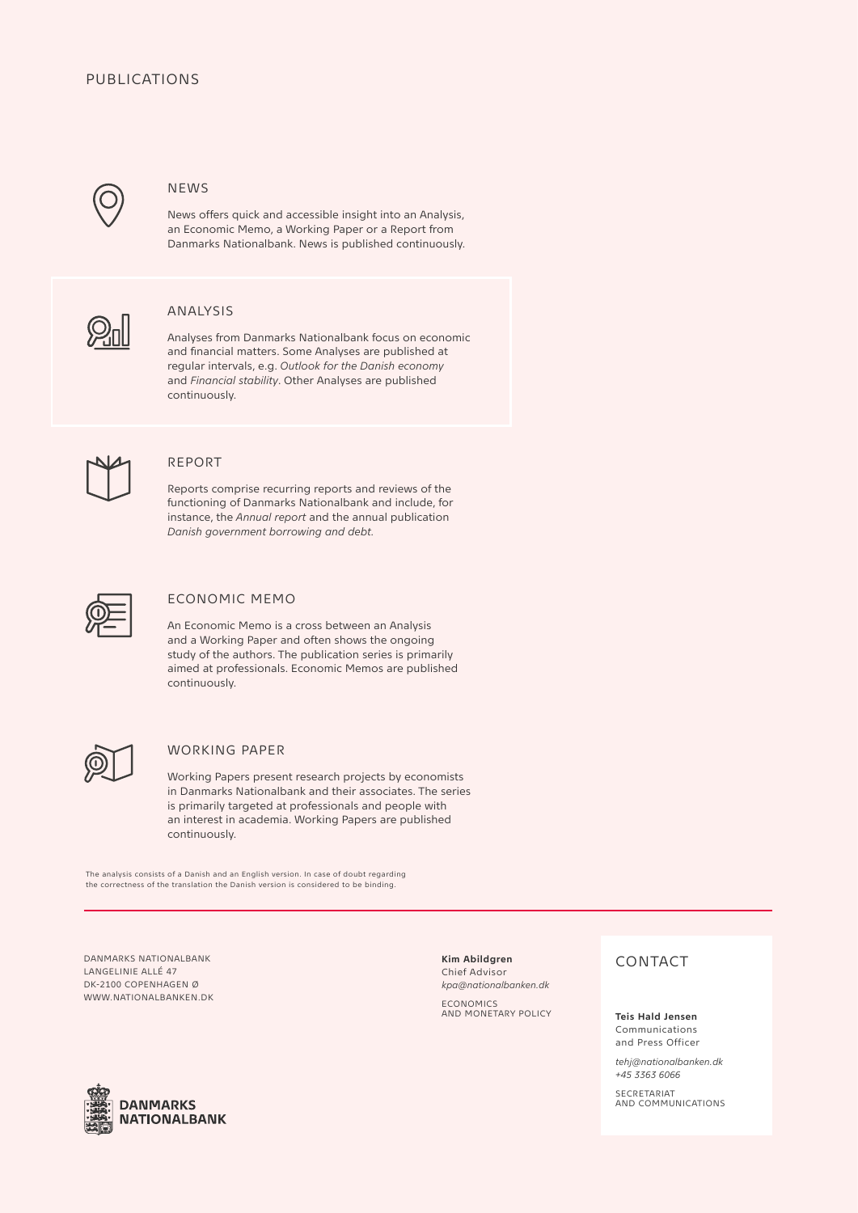# PUBLICATIONS

## NEWS

News offers quick and accessible insight into an Analysis, an Economic Memo, a Working Paper or a Report from Danmarks Nationalbank. News is published continuously.

## ANALYSIS

Analyses from Danmarks Nationalbank focus on economic and financial matters. Some Analyses are published at regular intervals, e.g. *Outlook for the Danish economy* and *Financial stability*. Other Analyses are published continuously.

## REPORT

Reports comprise recurring reports and reviews of the functioning of Danmarks Nationalbank and include, for instance, the *Annual report* and the annual publication *Danish government borrowing and debt*.

## ECONOMIC MEMO

An Economic Memo is a cross between an Analysis and a Working Paper and often shows the ongoing study of the authors. The publication series is primarily aimed at professionals. Economic Memos are published continuously.

## WORKING PAPER

Working Papers present research projects by economists in Danmarks Nationalbank and their associates. The series is primarily targeted at professionals and people with an interest in academia. Working Papers are published continuously.

The analysis consists of a Danish and an English version. In case of doubt regarding the correctness of the translation the Danish version is considered to be binding.

---

DANMARKS NATIONALBANK
LANGELINIE ALLÉ 47
DK-2100 COPENHAGEN Ø
WWW.NATIONALBANKEN.DK

**Kim Abildgren**
Chief Advisor
*kpa@nationalbanken.dk*

ECONOMICS
AND MONETARY POLICY

## CONTACT

**Teis Hald Jensen**
Communications
and Press Officer

*tehj@nationalbanken.dk*
*+45 3363 6066*

SECRETARIAT
AND COMMUNICATIONS

DANMARKS
NATIONALBANK